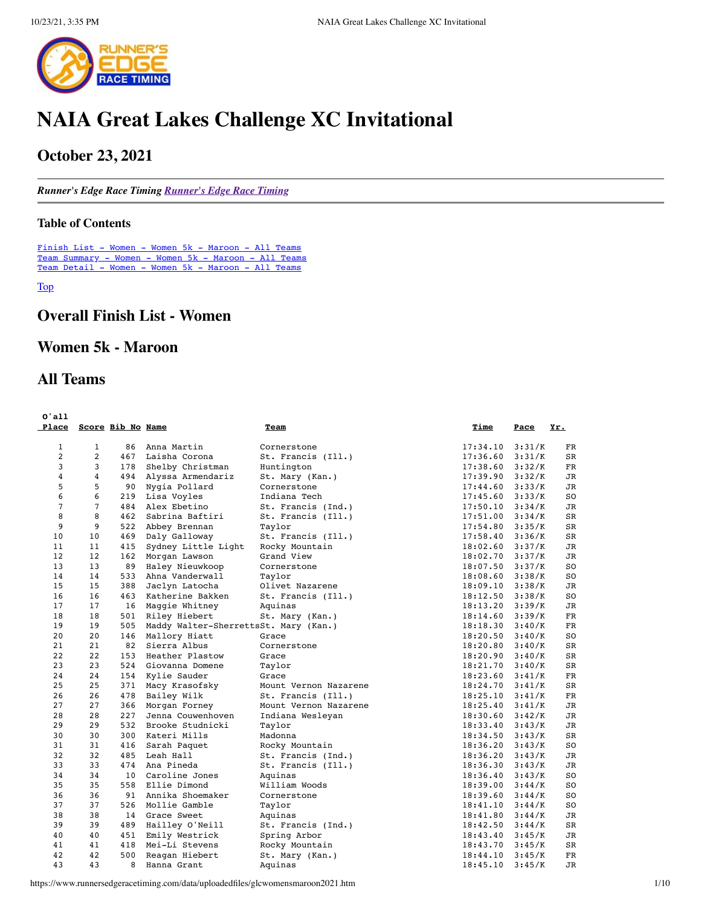# NAIA Great Lakes Challenge XC Invitational

## October 23, 2021

*Runner's Edge Race Timing Runner's Edge Race Timing*

### Table of Contents

Finish List - Women - Women 5k - Maroon - All Teams
Team Summary - Women - Women 5k - Maroon - All Teams
Team Detail - Women - Women 5k - Maroon - All Teams

Top

## Overall Finish List - Women

## Women 5k - Maroon

## All Teams

| O'all Place | Score | Bib No | Name | Team | Time | Pace | Yr. |
|---|---|---|---|---|---|---|---|
| 1 | 1 | 86 | Anna Martin | Cornerstone | 17:34.10 | 3:31/K | FR |
| 2 | 2 | 467 | Laisha Corona | St. Francis (Ill.) | 17:36.60 | 3:31/K | SR |
| 3 | 3 | 178 | Shelby Christman | Huntington | 17:38.60 | 3:32/K | FR |
| 4 | 4 | 494 | Alyssa Armendariz | St. Mary (Kan.) | 17:39.90 | 3:32/K | JR |
| 5 | 5 | 90 | Nygia Pollard | Cornerstone | 17:44.60 | 3:33/K | JR |
| 6 | 6 | 219 | Lisa Voyles | Indiana Tech | 17:45.60 | 3:33/K | SO |
| 7 | 7 | 484 | Alex Ebetino | St. Francis (Ind.) | 17:50.10 | 3:34/K | JR |
| 8 | 8 | 462 | Sabrina Baftiri | St. Francis (Ill.) | 17:51.00 | 3:34/K | SR |
| 9 | 9 | 522 | Abbey Brennan | Taylor | 17:54.80 | 3:35/K | SR |
| 10 | 10 | 469 | Daly Galloway | St. Francis (Ill.) | 17:58.40 | 3:36/K | SR |
| 11 | 11 | 415 | Sydney Little Light | Rocky Mountain | 18:02.60 | 3:37/K | JR |
| 12 | 12 | 162 | Morgan Lawson | Grand View | 18:02.70 | 3:37/K | JR |
| 13 | 13 | 89 | Haley Nieuwkoop | Cornerstone | 18:07.50 | 3:37/K | SO |
| 14 | 14 | 533 | Ahna Vanderwall | Taylor | 18:08.60 | 3:38/K | SO |
| 15 | 15 | 388 | Jaclyn Latocha | Olivet Nazarene | 18:09.10 | 3:38/K | JR |
| 16 | 16 | 463 | Katherine Bakken | St. Francis (Ill.) | 18:12.50 | 3:38/K | SO |
| 17 | 17 | 16 | Maggie Whitney | Aquinas | 18:13.20 | 3:39/K | JR |
| 18 | 18 | 501 | Riley Hiebert | St. Mary (Kan.) | 18:14.60 | 3:39/K | FR |
| 19 | 19 | 505 | Maddy Walter-Sherretts | St. Mary (Kan.) | 18:18.30 | 3:40/K | FR |
| 20 | 20 | 146 | Mallory Hiatt | Grace | 18:20.50 | 3:40/K | SO |
| 21 | 21 | 82 | Sierra Albus | Cornerstone | 18:20.80 | 3:40/K | SR |
| 22 | 22 | 153 | Heather Plastow | Grace | 18:20.90 | 3:40/K | SR |
| 23 | 23 | 524 | Giovanna Domene | Taylor | 18:21.70 | 3:40/K | SR |
| 24 | 24 | 154 | Kylie Sauder | Grace | 18:23.60 | 3:41/K | FR |
| 25 | 25 | 371 | Macy Krasofsky | Mount Vernon Nazarene | 18:24.70 | 3:41/K | SR |
| 26 | 26 | 478 | Bailey Wilk | St. Francis (Ill.) | 18:25.10 | 3:41/K | FR |
| 27 | 27 | 366 | Morgan Forney | Mount Vernon Nazarene | 18:25.40 | 3:41/K | JR |
| 28 | 28 | 227 | Jenna Couwenhoven | Indiana Wesleyan | 18:30.60 | 3:42/K | JR |
| 29 | 29 | 532 | Brooke Studnicki | Taylor | 18:33.40 | 3:43/K | JR |
| 30 | 30 | 300 | Kateri Mills | Madonna | 18:34.50 | 3:43/K | SR |
| 31 | 31 | 416 | Sarah Paquet | Rocky Mountain | 18:36.20 | 3:43/K | SO |
| 32 | 32 | 485 | Leah Hall | St. Francis (Ind.) | 18:36.20 | 3:43/K | JR |
| 33 | 33 | 474 | Ana Pineda | St. Francis (Ill.) | 18:36.30 | 3:43/K | JR |
| 34 | 34 | 10 | Caroline Jones | Aquinas | 18:36.40 | 3:43/K | SO |
| 35 | 35 | 558 | Ellie Dimond | William Woods | 18:39.00 | 3:44/K | SO |
| 36 | 36 | 91 | Annika Shoemaker | Cornerstone | 18:39.60 | 3:44/K | SO |
| 37 | 37 | 526 | Mollie Gamble | Taylor | 18:41.10 | 3:44/K | SO |
| 38 | 38 | 14 | Grace Sweet | Aquinas | 18:41.80 | 3:44/K | JR |
| 39 | 39 | 489 | Hailley O'Neill | St. Francis (Ind.) | 18:42.50 | 3:44/K | SR |
| 40 | 40 | 451 | Emily Westrick | Spring Arbor | 18:43.40 | 3:45/K | JR |
| 41 | 41 | 418 | Mei-Li Stevens | Rocky Mountain | 18:43.70 | 3:45/K | SR |
| 42 | 42 | 500 | Reagan Hiebert | St. Mary (Kan.) | 18:44.10 | 3:45/K | FR |
| 43 | 43 | 8 | Hanna Grant | Aquinas | 18:45.10 | 3:45/K | JR |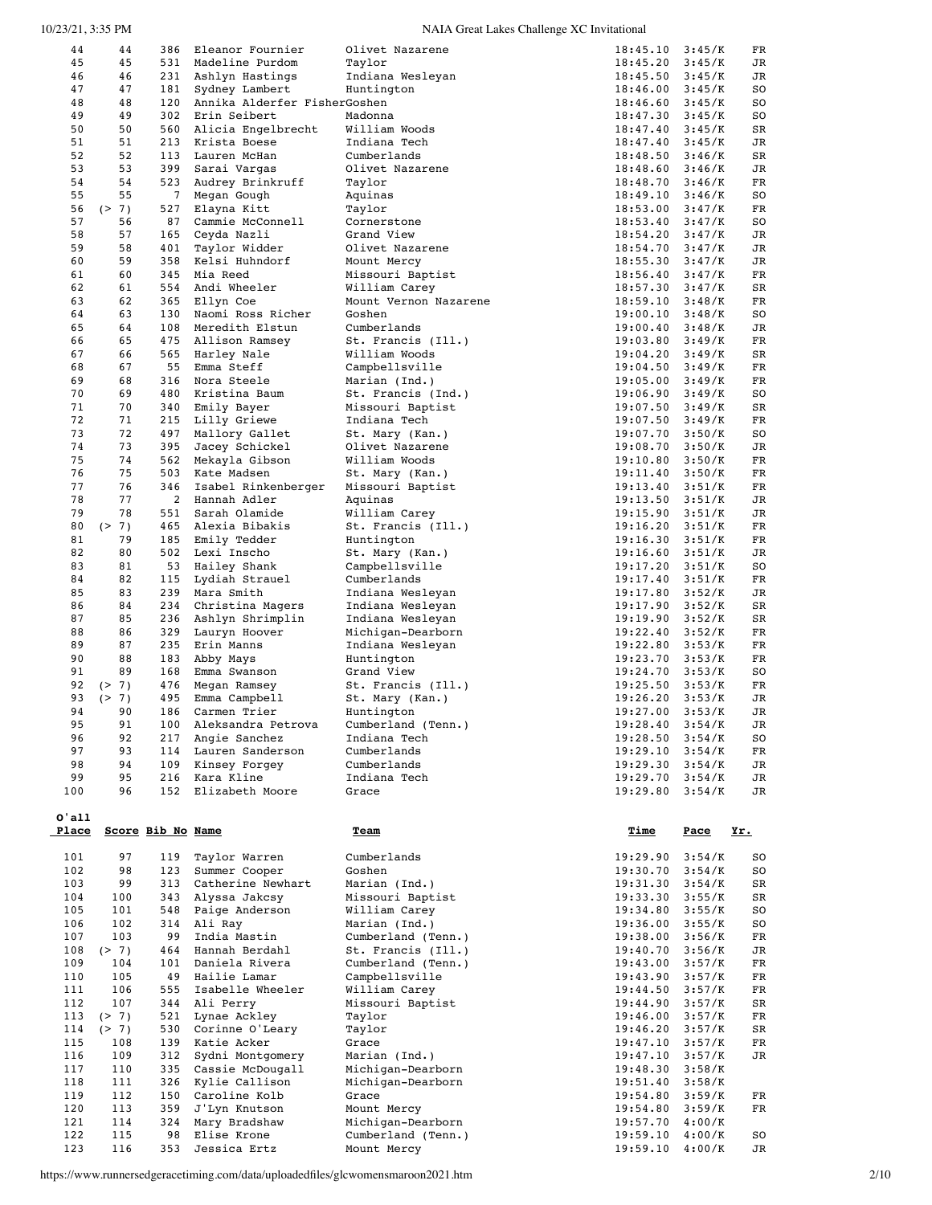| O'all Place | Score | Bib No | Name | Team | Time | Pace | Yr. |
|---|---|---|---|---|---|---|---|
| 44 | 44 | 386 | Eleanor Fournier | Olivet Nazarene | 18:45.10 | 3:45/K | FR |
| 45 | 45 | 531 | Madeline Purdom | Taylor | 18:45.20 | 3:45/K | JR |
| 46 | 46 | 231 | Ashlyn Hastings | Indiana Wesleyan | 18:45.50 | 3:45/K | JR |
| 47 | 47 | 181 | Sydney Lambert | Huntington | 18:46.00 | 3:45/K | SO |
| 48 | 48 | 120 | Annika Alderfer Fisher | Goshen | 18:46.60 | 3:45/K | SO |
| 49 | 49 | 302 | Erin Seibert | Madonna | 18:47.30 | 3:45/K | SO |
| 50 | 50 | 560 | Alicia Engelbrecht | William Woods | 18:47.40 | 3:45/K | SR |
| 51 | 51 | 213 | Krista Boese | Indiana Tech | 18:47.40 | 3:45/K | JR |
| 52 | 52 | 113 | Lauren McHan | Cumberlands | 18:48.50 | 3:46/K | SR |
| 53 | 53 | 399 | Sarai Vargas | Olivet Nazarene | 18:48.60 | 3:46/K | JR |
| 54 | 54 | 523 | Audrey Brinkruff | Taylor | 18:48.70 | 3:46/K | FR |
| 55 | 55 | 7 | Megan Gough | Aquinas | 18:49.10 | 3:46/K | SO |
| 56 | (> 7) | 527 | Elayna Kitt | Taylor | 18:53.00 | 3:47/K | FR |
| 57 | 56 | 87 | Cammie McConnell | Cornerstone | 18:53.40 | 3:47/K | SO |
| 58 | 57 | 165 | Ceyda Nazli | Grand View | 18:54.20 | 3:47/K | JR |
| 59 | 58 | 401 | Taylor Widder | Olivet Nazarene | 18:54.70 | 3:47/K | JR |
| 60 | 59 | 358 | Kelsi Huhndorf | Mount Mercy | 18:55.30 | 3:47/K | JR |
| 61 | 60 | 345 | Mia Reed | Missouri Baptist | 18:56.40 | 3:47/K | FR |
| 62 | 61 | 554 | Andi Wheeler | William Carey | 18:57.30 | 3:47/K | SR |
| 63 | 62 | 365 | Ellyn Coe | Mount Vernon Nazarene | 18:59.10 | 3:48/K | FR |
| 64 | 63 | 130 | Naomi Ross Richer | Goshen | 19:00.10 | 3:48/K | SO |
| 65 | 64 | 108 | Meredith Elstun | Cumberlands | 19:00.40 | 3:48/K | JR |
| 66 | 65 | 475 | Allison Ramsey | St. Francis (Ill.) | 19:03.80 | 3:49/K | FR |
| 67 | 66 | 565 | Harley Nale | William Woods | 19:04.20 | 3:49/K | SR |
| 68 | 67 | 55 | Emma Steff | Campbellsville | 19:04.50 | 3:49/K | FR |
| 69 | 68 | 316 | Nora Steele | Marian (Ind.) | 19:05.00 | 3:49/K | FR |
| 70 | 69 | 480 | Kristina Baum | St. Francis (Ind.) | 19:06.90 | 3:49/K | SO |
| 71 | 70 | 340 | Emily Bayer | Missouri Baptist | 19:07.50 | 3:49/K | SR |
| 72 | 71 | 215 | Lilly Griewe | Indiana Tech | 19:07.50 | 3:49/K | FR |
| 73 | 72 | 497 | Mallory Gallet | St. Mary (Kan.) | 19:07.70 | 3:50/K | SO |
| 74 | 73 | 395 | Jacey Schickel | Olivet Nazarene | 19:08.70 | 3:50/K | JR |
| 75 | 74 | 562 | Mekayla Gibson | William Woods | 19:10.80 | 3:50/K | FR |
| 76 | 75 | 503 | Kate Madsen | St. Mary (Kan.) | 19:11.40 | 3:50/K | FR |
| 77 | 76 | 346 | Isabel Rinkenberger | Missouri Baptist | 19:13.40 | 3:51/K | FR |
| 78 | 77 | 2 | Hannah Adler | Aquinas | 19:13.50 | 3:51/K | JR |
| 79 | 78 | 551 | Sarah Olamide | William Carey | 19:15.90 | 3:51/K | JR |
| 80 | (> 7) | 465 | Alexia Bibakis | St. Francis (Ill.) | 19:16.20 | 3:51/K | FR |
| 81 | 79 | 185 | Emily Tedder | Huntington | 19:16.30 | 3:51/K | FR |
| 82 | 80 | 502 | Lexi Inscho | St. Mary (Kan.) | 19:16.60 | 3:51/K | JR |
| 83 | 81 | 53 | Hailey Shank | Campbellsville | 19:17.20 | 3:51/K | SO |
| 84 | 82 | 115 | Lydiah Strauel | Cumberlands | 19:17.40 | 3:51/K | FR |
| 85 | 83 | 239 | Mara Smith | Indiana Wesleyan | 19:17.80 | 3:52/K | JR |
| 86 | 84 | 234 | Christina Magers | Indiana Wesleyan | 19:17.90 | 3:52/K | SR |
| 87 | 85 | 236 | Ashlyn Shrimplin | Indiana Wesleyan | 19:19.90 | 3:52/K | SR |
| 88 | 86 | 329 | Lauryn Hoover | Michigan-Dearborn | 19:22.40 | 3:52/K | FR |
| 89 | 87 | 235 | Erin Manns | Indiana Wesleyan | 19:22.80 | 3:53/K | FR |
| 90 | 88 | 183 | Abby Mays | Huntington | 19:23.70 | 3:53/K | FR |
| 91 | 89 | 168 | Emma Swanson | Grand View | 19:24.70 | 3:53/K | SO |
| 92 | (> 7) | 476 | Megan Ramsey | St. Francis (Ill.) | 19:25.50 | 3:53/K | FR |
| 93 | (> 7) | 495 | Emma Campbell | St. Mary (Kan.) | 19:26.20 | 3:53/K | JR |
| 94 | 90 | 186 | Carmen Trier | Huntington | 19:27.00 | 3:53/K | JR |
| 95 | 91 | 100 | Aleksandra Petrova | Cumberland (Tenn.) | 19:28.40 | 3:54/K | JR |
| 96 | 92 | 217 | Angie Sanchez | Indiana Tech | 19:28.50 | 3:54/K | SO |
| 97 | 93 | 114 | Lauren Sanderson | Cumberlands | 19:29.10 | 3:54/K | FR |
| 98 | 94 | 109 | Kinsey Forgey | Cumberlands | 19:29.30 | 3:54/K | JR |
| 99 | 95 | 216 | Kara Kline | Indiana Tech | 19:29.70 | 3:54/K | JR |
| 100 | 96 | 152 | Elizabeth Moore | Grace | 19:29.80 | 3:54/K | JR |

| O'all Place | Score | Bib No | Name | Team | Time | Pace | Yr. |
|---|---|---|---|---|---|---|---|
| 101 | 97 | 119 | Taylor Warren | Cumberlands | 19:29.90 | 3:54/K | SO |
| 102 | 98 | 123 | Summer Cooper | Goshen | 19:30.70 | 3:54/K | SO |
| 103 | 99 | 313 | Catherine Newhart | Marian (Ind.) | 19:31.30 | 3:54/K | SR |
| 104 | 100 | 343 | Alyssa Jakcsy | Missouri Baptist | 19:33.30 | 3:55/K | SR |
| 105 | 101 | 548 | Paige Anderson | William Carey | 19:34.80 | 3:55/K | SO |
| 106 | 102 | 314 | Ali Ray | Marian (Ind.) | 19:36.00 | 3:55/K | SO |
| 107 | 103 | 99 | India Mastin | Cumberland (Tenn.) | 19:38.00 | 3:56/K | FR |
| 108 | (> 7) | 464 | Hannah Berdahl | St. Francis (Ill.) | 19:40.70 | 3:56/K | JR |
| 109 | 104 | 101 | Daniela Rivera | Cumberland (Tenn.) | 19:43.00 | 3:57/K | FR |
| 110 | 105 | 49 | Hailie Lamar | Campbellsville | 19:43.90 | 3:57/K | FR |
| 111 | 106 | 555 | Isabelle Wheeler | William Carey | 19:44.50 | 3:57/K | FR |
| 112 | 107 | 344 | Ali Perry | Missouri Baptist | 19:44.90 | 3:57/K | SR |
| 113 | (> 7) | 521 | Lynae Ackley | Taylor | 19:46.00 | 3:57/K | FR |
| 114 | (> 7) | 530 | Corinne O'Leary | Taylor | 19:46.20 | 3:57/K | SR |
| 115 | 108 | 139 | Katie Acker | Grace | 19:47.10 | 3:57/K | FR |
| 116 | 109 | 312 | Sydni Montgomery | Marian (Ind.) | 19:47.10 | 3:57/K | JR |
| 117 | 110 | 335 | Cassie McDougall | Michigan-Dearborn | 19:48.30 | 3:58/K | |
| 118 | 111 | 326 | Kylie Callison | Michigan-Dearborn | 19:51.40 | 3:58/K | |
| 119 | 112 | 150 | Caroline Kolb | Grace | 19:54.80 | 3:59/K | FR |
| 120 | 113 | 359 | J'Lyn Knutson | Mount Mercy | 19:54.80 | 3:59/K | FR |
| 121 | 114 | 324 | Mary Bradshaw | Michigan-Dearborn | 19:57.70 | 4:00/K | |
| 122 | 115 | 98 | Elise Krone | Cumberland (Tenn.) | 19:59.10 | 4:00/K | SO |
| 123 | 116 | 353 | Jessica Ertz | Mount Mercy | 19:59.10 | 4:00/K | JR |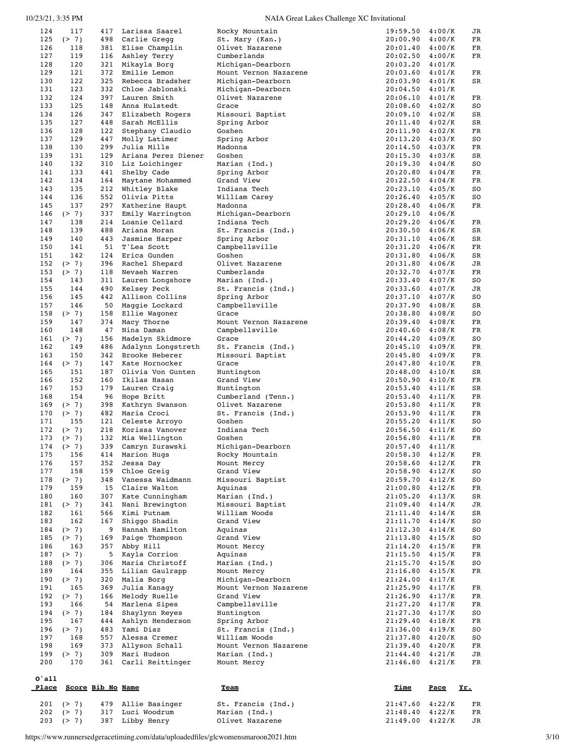| O'all Place | Score | Bib No | Name | Team | Time | Pace | Yr. |
|---|---|---|---|---|---|---|---|
| 124 | 117 | 417 | Larissa Saarel | Rocky Mountain | 19:59.50 | 4:00/K | JR |
| 125 | (> 7) | 498 | Carlie Gregg | St. Mary (Kan.) | 20:00.90 | 4:00/K | FR |
| 126 | 118 | 381 | Elise Champlin | Olivet Nazarene | 20:01.40 | 4:00/K | FR |
| 127 | 119 | 116 | Ashley Terry | Cumberlands | 20:02.50 | 4:00/K | FR |
| 128 | 120 | 321 | Mikayla Borg | Michigan-Dearborn | 20:03.20 | 4:01/K | |
| 129 | 121 | 372 | Emilie Lemon | Mount Vernon Nazarene | 20:03.60 | 4:01/K | FR |
| 130 | 122 | 325 | Rebecca Bradsher | Michigan-Dearborn | 20:03.90 | 4:01/K | SR |
| 131 | 123 | 332 | Chloe Jablonski | Michigan-Dearborn | 20:04.50 | 4:01/K | |
| 132 | 124 | 397 | Lauren Smith | Olivet Nazarene | 20:06.10 | 4:01/K | FR |
| 133 | 125 | 148 | Anna Hulstedt | Grace | 20:08.60 | 4:02/K | SO |
| 134 | 126 | 347 | Elizabeth Rogers | Missouri Baptist | 20:09.10 | 4:02/K | SR |
| 135 | 127 | 448 | Sarah McEllis | Spring Arbor | 20:11.40 | 4:02/K | SR |
| 136 | 128 | 122 | Stephany Claudio | Goshen | 20:11.90 | 4:02/K | FR |
| 137 | 129 | 447 | Molly Latimer | Spring Arbor | 20:13.20 | 4:03/K | SO |
| 138 | 130 | 299 | Julia Mills | Madonna | 20:14.50 | 4:03/K | FR |
| 139 | 131 | 129 | Ariana Perez Diener | Goshen | 20:15.30 | 4:03/K | SR |
| 140 | 132 | 310 | Liz Loichinger | Marian (Ind.) | 20:19.30 | 4:04/K | SO |
| 141 | 133 | 441 | Shelby Cade | Spring Arbor | 20:20.80 | 4:04/K | FR |
| 142 | 134 | 164 | Maytane Mohammed | Grand View | 20:22.50 | 4:04/K | FR |
| 143 | 135 | 212 | Whitley Blake | Indiana Tech | 20:23.10 | 4:05/K | SO |
| 144 | 136 | 552 | Olivia Pitts | William Carey | 20:26.40 | 4:05/K | SO |
| 145 | 137 | 297 | Katherine Haupt | Madonna | 20:28.40 | 4:06/K | FR |
| 146 | (> 7) | 337 | Emily Warrington | Michigan-Dearborn | 20:29.10 | 4:06/K | |
| 147 | 138 | 214 | Loanie Cellard | Indiana Tech | 20:29.20 | 4:06/K | FR |
| 148 | 139 | 488 | Ariana Moran | St. Francis (Ind.) | 20:30.50 | 4:06/K | SR |
| 149 | 140 | 443 | Jasmine Harper | Spring Arbor | 20:31.10 | 4:06/K | SR |
| 150 | 141 | 51 | T'Lea Scott | Campbellsville | 20:31.20 | 4:06/K | FR |
| 151 | 142 | 124 | Erica Gunden | Goshen | 20:31.80 | 4:06/K | SR |
| 152 | (> 7) | 396 | Rachel Shepard | Olivet Nazarene | 20:31.80 | 4:06/K | JR |
| 153 | (> 7) | 118 | Nevaeh Warren | Cumberlands | 20:32.70 | 4:07/K | FR |
| 154 | 143 | 311 | Lauren Longshore | Marian (Ind.) | 20:33.40 | 4:07/K | SO |
| 155 | 144 | 490 | Kelsey Peck | St. Francis (Ind.) | 20:33.60 | 4:07/K | JR |
| 156 | 145 | 442 | Allison Collins | Spring Arbor | 20:37.10 | 4:07/K | SO |
| 157 | 146 | 50 | Maggie Lockard | Campbellsville | 20:37.90 | 4:08/K | SR |
| 158 | (> 7) | 158 | Ellie Wagoner | Grace | 20:38.80 | 4:08/K | SO |
| 159 | 147 | 374 | Macy Thorne | Mount Vernon Nazarene | 20:39.40 | 4:08/K | FR |
| 160 | 148 | 47 | Nina Daman | Campbellsville | 20:40.60 | 4:08/K | FR |
| 161 | (> 7) | 156 | Madelyn Skidmore | Grace | 20:44.20 | 4:09/K | SO |
| 162 | 149 | 486 | Adalynn Longstreth | St. Francis (Ind.) | 20:45.10 | 4:09/K | FR |
| 163 | 150 | 342 | Brooke Heberer | Missouri Baptist | 20:45.80 | 4:09/K | FR |
| 164 | (> 7) | 147 | Kate Hornocker | Grace | 20:47.80 | 4:10/K | FR |
| 165 | 151 | 187 | Olivia Von Gunten | Huntington | 20:48.00 | 4:10/K | SR |
| 166 | 152 | 160 | Ikilas Hasan | Grand View | 20:50.90 | 4:10/K | FR |
| 167 | 153 | 179 | Lauren Craig | Huntington | 20:53.40 | 4:11/K | SR |
| 168 | 154 | 96 | Hope Britt | Cumberland (Tenn.) | 20:53.40 | 4:11/K | FR |
| 169 | (> 7) | 398 | Kathryn Swanson | Olivet Nazarene | 20:53.80 | 4:11/K | FR |
| 170 | (> 7) | 482 | Maria Croci | St. Francis (Ind.) | 20:53.90 | 4:11/K | FR |
| 171 | 155 | 121 | Celeste Arroyo | Goshen | 20:55.20 | 4:11/K | SO |
| 172 | (> 7) | 218 | Korissa Vanover | Indiana Tech | 20:56.50 | 4:11/K | SO |
| 173 | (> 7) | 132 | Mia Wellington | Goshen | 20:56.80 | 4:11/K | FR |
| 174 | (> 7) | 339 | Camryn Zurawski | Michigan-Dearborn | 20:57.40 | 4:11/K | |
| 175 | 156 | 414 | Marion Hugs | Rocky Mountain | 20:58.30 | 4:12/K | FR |
| 176 | 157 | 352 | Jessa Day | Mount Mercy | 20:58.60 | 4:12/K | FR |
| 177 | 158 | 159 | Chloe Greig | Grand View | 20:58.90 | 4:12/K | SO |
| 178 | (> 7) | 348 | Vanessa Waidmann | Missouri Baptist | 20:59.70 | 4:12/K | SO |
| 179 | 159 | 15 | Claire Walton | Aquinas | 21:00.80 | 4:12/K | FR |
| 180 | 160 | 307 | Kate Cunningham | Marian (Ind.) | 21:05.20 | 4:13/K | SR |
| 181 | (> 7) | 341 | Nani Brewington | Missouri Baptist | 21:09.40 | 4:14/K | JR |
| 182 | 161 | 566 | Kimi Putnam | William Woods | 21:11.40 | 4:14/K | SR |
| 183 | 162 | 167 | Shiggo Shadin | Grand View | 21:11.70 | 4:14/K | SO |
| 184 | (> 7) | 9 | Hannah Hamilton | Aquinas | 21:12.30 | 4:14/K | SO |
| 185 | (> 7) | 169 | Paige Thompson | Grand View | 21:13.80 | 4:15/K | SO |
| 186 | 163 | 357 | Abby Hill | Mount Mercy | 21:14.20 | 4:15/K | FR |
| 187 | (> 7) | 5 | Kayla Corrion | Aquinas | 21:15.50 | 4:15/K | FR |
| 188 | (> 7) | 306 | Maria Christoff | Marian (Ind.) | 21:15.70 | 4:15/K | SO |
| 189 | 164 | 355 | Lilian Gaulrapp | Mount Mercy | 21:16.80 | 4:15/K | FR |
| 190 | (> 7) | 320 | Malia Borg | Michigan-Dearborn | 21:24.00 | 4:17/K | |
| 191 | 165 | 369 | Julia Kanagy | Mount Vernon Nazarene | 21:25.90 | 4:17/K | FR |
| 192 | (> 7) | 166 | Melody Ruelle | Grand View | 21:26.90 | 4:17/K | FR |
| 193 | 166 | 54 | Marlena Sipes | Campbellsville | 21:27.20 | 4:17/K | FR |
| 194 | (> 7) | 184 | Shaylynn Reyes | Huntington | 21:27.30 | 4:17/K | SO |
| 195 | 167 | 444 | Ashlyn Henderson | Spring Arbor | 21:29.40 | 4:18/K | FR |
| 196 | (> 7) | 483 | Yami Diaz | St. Francis (Ind.) | 21:36.00 | 4:19/K | SO |
| 197 | 168 | 557 | Alessa Cremer | William Woods | 21:37.80 | 4:20/K | SO |
| 198 | 169 | 373 | Allyson Schall | Mount Vernon Nazarene | 21:39.40 | 4:20/K | FR |
| 199 | (> 7) | 309 | Mari Hudson | Marian (Ind.) | 21:44.40 | 4:21/K | JR |
| 200 | 170 | 361 | Carli Reittinger | Mount Mercy | 21:46.80 | 4:21/K | FR |

| O'all Place | Score | Bib No | Name | Team | Time | Pace | Yr. |
|---|---|---|---|---|---|---|---|
| 201 | (> 7) | 479 | Allie Basinger | St. Francis (Ind.) | 21:47.60 | 4:22/K | FR |
| 202 | (> 7) | 317 | Luci Woodrum | Marian (Ind.) | 21:48.40 | 4:22/K | FR |
| 203 | (> 7) | 387 | Libby Henry | Olivet Nazarene | 21:49.00 | 4:22/K | JR |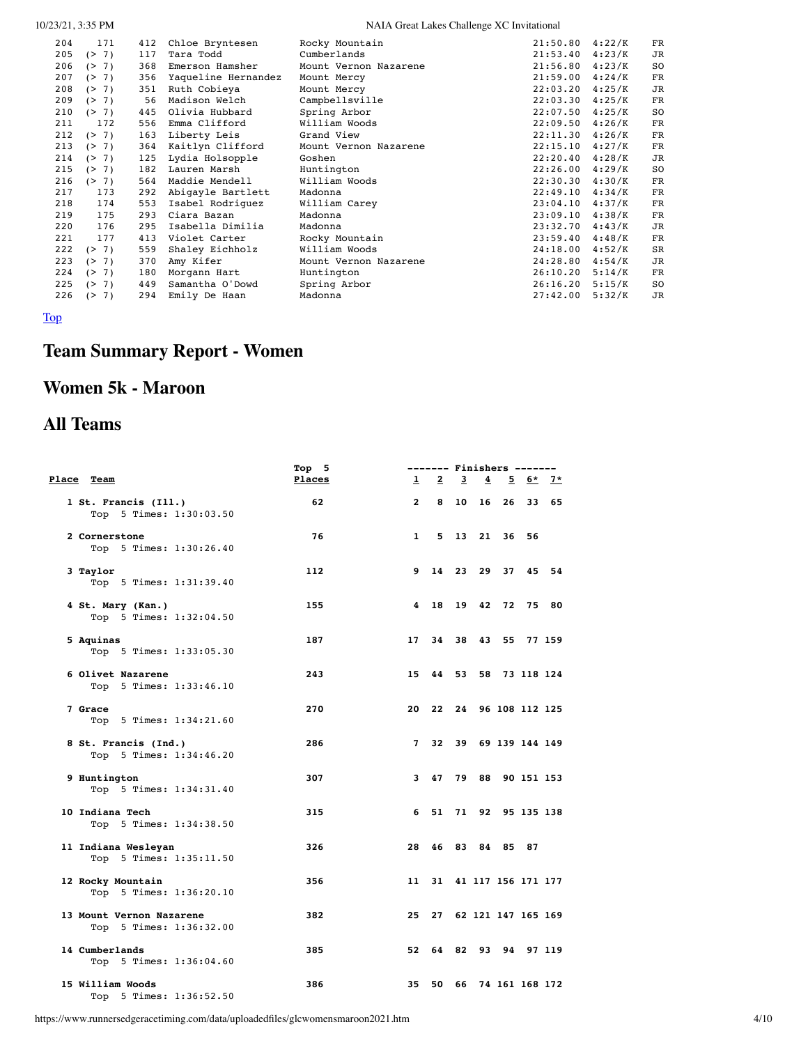| | | | | | | | |
|---|---|---|---|---|---|---|---|
| 204 | 171 | 412 | Chloe Bryntesen | Rocky Mountain | 21:50.80 | 4:22/K | FR |
| 205 | (> 7) | 117 | Tara Todd | Cumberlands | 21:53.40 | 4:23/K | JR |
| 206 | (> 7) | 368 | Emerson Hamsher | Mount Vernon Nazarene | 21:56.80 | 4:23/K | SO |
| 207 | (> 7) | 356 | Yaqueline Hernandez | Mount Mercy | 21:59.00 | 4:24/K | FR |
| 208 | (> 7) | 351 | Ruth Cobieya | Mount Mercy | 22:03.20 | 4:25/K | JR |
| 209 | (> 7) | 56 | Madison Welch | Campbellsville | 22:03.30 | 4:25/K | FR |
| 210 | (> 7) | 445 | Olivia Hubbard | Spring Arbor | 22:07.50 | 4:25/K | SO |
| 211 | 172 | 556 | Emma Clifford | William Woods | 22:09.50 | 4:26/K | FR |
| 212 | (> 7) | 163 | Liberty Leis | Grand View | 22:11.30 | 4:26/K | FR |
| 213 | (> 7) | 364 | Kaitlyn Clifford | Mount Vernon Nazarene | 22:15.10 | 4:27/K | FR |
| 214 | (> 7) | 125 | Lydia Holsopple | Goshen | 22:20.40 | 4:28/K | JR |
| 215 | (> 7) | 182 | Lauren Marsh | Huntington | 22:26.00 | 4:29/K | SO |
| 216 | (> 7) | 564 | Maddie Mendell | William Woods | 22:30.30 | 4:30/K | FR |
| 217 | 173 | 292 | Abigayle Bartlett | Madonna | 22:49.10 | 4:34/K | FR |
| 218 | 174 | 553 | Isabel Rodriguez | William Carey | 23:04.10 | 4:37/K | FR |
| 219 | 175 | 293 | Ciara Bazan | Madonna | 23:09.10 | 4:38/K | FR |
| 220 | 176 | 295 | Isabella Dimilia | Madonna | 23:32.70 | 4:43/K | JR |
| 221 | 177 | 413 | Violet Carter | Rocky Mountain | 23:59.40 | 4:48/K | FR |
| 222 | (> 7) | 559 | Shaley Eichholz | William Woods | 24:18.00 | 4:52/K | SR |
| 223 | (> 7) | 370 | Amy Kifer | Mount Vernon Nazarene | 24:28.80 | 4:54/K | JR |
| 224 | (> 7) | 180 | Morgann Hart | Huntington | 26:10.20 | 5:14/K | FR |
| 225 | (> 7) | 449 | Samantha O'Dowd | Spring Arbor | 26:16.20 | 5:15/K | SO |
| 226 | (> 7) | 294 | Emily De Haan | Madonna | 27:42.00 | 5:32/K | JR |

Top

# Team Summary Report - Women

## Women 5k - Maroon

## All Teams

| Place | Team | Top 5 Places | 1 | 2 | 3 | 4 | 5 | 6* | 7* |
|---|---|---|---|---|---|---|---|---|---|
| 1 | St. Francis (Ill.)<br>Top 5 Times: 1:30:03.50 | 62 | 2 | 8 | 10 | 16 | 26 | 33 | 65 |
| 2 | Cornerstone<br>Top 5 Times: 1:30:26.40 | 76 | 1 | 5 | 13 | 21 | 36 | 56 | |
| 3 | Taylor<br>Top 5 Times: 1:31:39.40 | 112 | 9 | 14 | 23 | 29 | 37 | 45 | 54 |
| 4 | St. Mary (Kan.)<br>Top 5 Times: 1:32:04.50 | 155 | 4 | 18 | 19 | 42 | 72 | 75 | 80 |
| 5 | Aquinas<br>Top 5 Times: 1:33:05.30 | 187 | 17 | 34 | 38 | 43 | 55 | 77 | 159 |
| 6 | Olivet Nazarene<br>Top 5 Times: 1:33:46.10 | 243 | 15 | 44 | 53 | 58 | 73 | 118 | 124 |
| 7 | Grace<br>Top 5 Times: 1:34:21.60 | 270 | 20 | 22 | 24 | 96 | 108 | 112 | 125 |
| 8 | St. Francis (Ind.)<br>Top 5 Times: 1:34:46.20 | 286 | 7 | 32 | 39 | 69 | 139 | 144 | 149 |
| 9 | Huntington<br>Top 5 Times: 1:34:31.40 | 307 | 3 | 47 | 79 | 88 | 90 | 151 | 153 |
| 10 | Indiana Tech<br>Top 5 Times: 1:34:38.50 | 315 | 6 | 51 | 71 | 92 | 95 | 135 | 138 |
| 11 | Indiana Wesleyan<br>Top 5 Times: 1:35:11.50 | 326 | 28 | 46 | 83 | 84 | 85 | 87 | |
| 12 | Rocky Mountain<br>Top 5 Times: 1:36:20.10 | 356 | 11 | 31 | 41 | 117 | 156 | 171 | 177 |
| 13 | Mount Vernon Nazarene<br>Top 5 Times: 1:36:32.00 | 382 | 25 | 27 | 62 | 121 | 147 | 165 | 169 |
| 14 | Cumberlands<br>Top 5 Times: 1:36:04.60 | 385 | 52 | 64 | 82 | 93 | 94 | 97 | 119 |
| 15 | William Woods<br>Top 5 Times: 1:36:52.50 | 386 | 35 | 50 | 66 | 74 | 161 | 168 | 172 |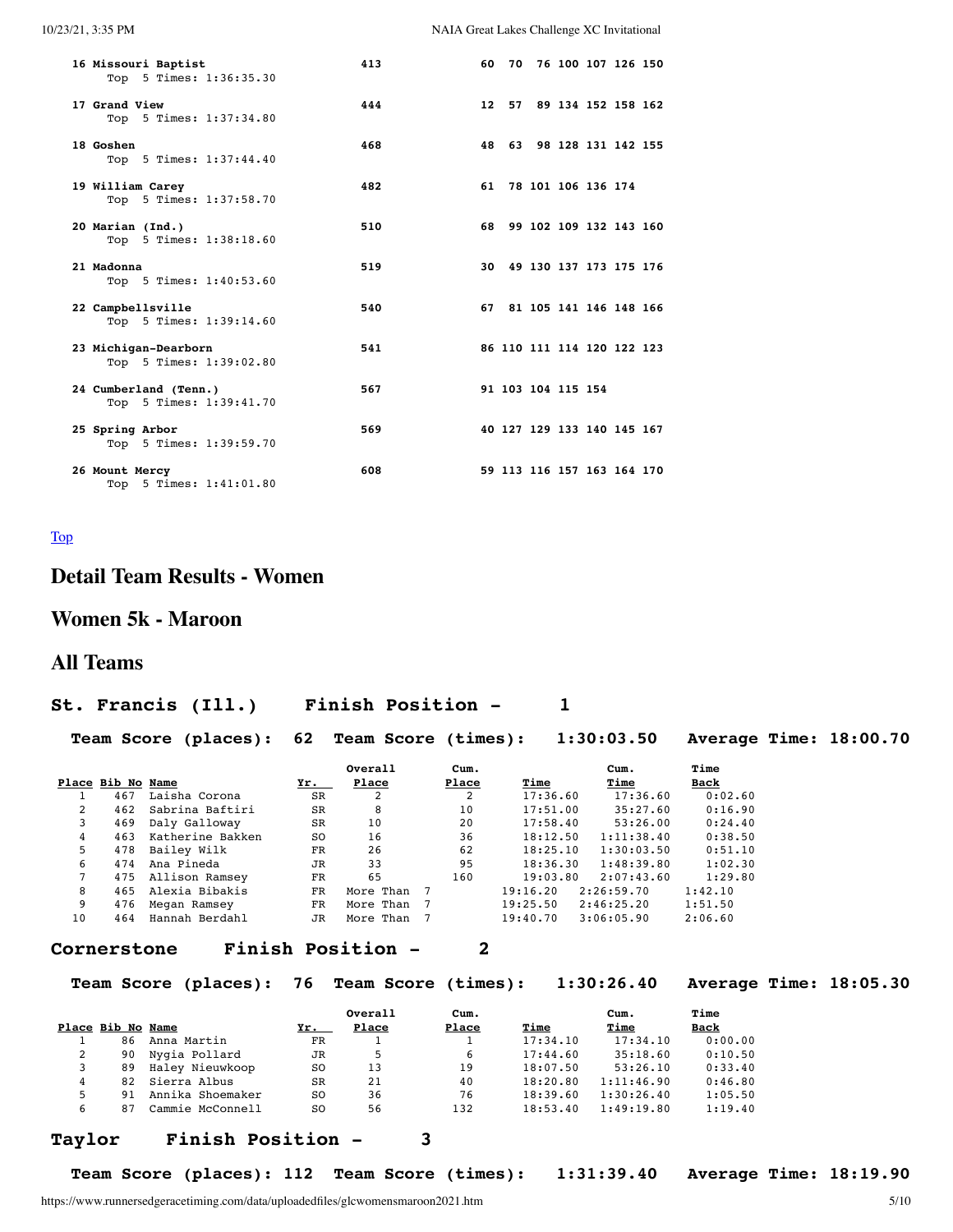| Place | Team | Score | Places |
|---|---|---|---|
| 16 | Missouri Baptist<br>Top 5 Times: 1:36:35.30 | 413 | 60 70 76 100 107 126 150 |
| 17 | Grand View<br>Top 5 Times: 1:37:34.80 | 444 | 12 57 89 134 152 158 162 |
| 18 | Goshen<br>Top 5 Times: 1:37:44.40 | 468 | 48 63 98 128 131 142 155 |
| 19 | William Carey<br>Top 5 Times: 1:37:58.70 | 482 | 61 78 101 106 136 174 |
| 20 | Marian (Ind.)<br>Top 5 Times: 1:38:18.60 | 510 | 68 99 102 109 132 143 160 |
| 21 | Madonna<br>Top 5 Times: 1:40:53.60 | 519 | 30 49 130 137 173 175 176 |
| 22 | Campbellsville<br>Top 5 Times: 1:39:14.60 | 540 | 67 81 105 141 146 148 166 |
| 23 | Michigan-Dearborn<br>Top 5 Times: 1:39:02.80 | 541 | 86 110 111 114 120 122 123 |
| 24 | Cumberland (Tenn.)<br>Top 5 Times: 1:39:41.70 | 567 | 91 103 104 115 154 |
| 25 | Spring Arbor<br>Top 5 Times: 1:39:59.70 | 569 | 40 127 129 133 140 145 167 |
| 26 | Mount Mercy<br>Top 5 Times: 1:41:01.80 | 608 | 59 113 116 157 163 164 170 |

Top

# Detail Team Results - Women

## Women 5k - Maroon

## All Teams

### St. Francis (Ill.) Finish Position - 1

**Team Score (places): 62 Team Score (times): 1:30:03.50 Average Time: 18:00.70**

| Place | Bib No | Name | Yr. | Overall Place | Cum. Place | Time | Cum. Time | Time Back |
|---|---|---|---|---|---|---|---|---|
| 1 | 467 | Laisha Corona | SR | 2 | 2 | 17:36.60 | 17:36.60 | 0:02.60 |
| 2 | 462 | Sabrina Baftiri | SR | 8 | 10 | 17:51.00 | 35:27.60 | 0:16.90 |
| 3 | 469 | Daly Galloway | SR | 10 | 20 | 17:58.40 | 53:26.00 | 0:24.40 |
| 4 | 463 | Katherine Bakken | SO | 16 | 36 | 18:12.50 | 1:11:38.40 | 0:38.50 |
| 5 | 478 | Bailey Wilk | FR | 26 | 62 | 18:25.10 | 1:30:03.50 | 0:51.10 |
| 6 | 474 | Ana Pineda | JR | 33 | 95 | 18:36.30 | 1:48:39.80 | 1:02.30 |
| 7 | 475 | Allison Ramsey | FR | 65 | 160 | 19:03.80 | 2:07:43.60 | 1:29.80 |
| 8 | 465 | Alexia Bibakis | FR | More Than 7 | | 19:16.20 | 2:26:59.70 | 1:42.10 |
| 9 | 476 | Megan Ramsey | FR | More Than 7 | | 19:25.50 | 2:46:25.20 | 1:51.50 |
| 10 | 464 | Hannah Berdahl | JR | More Than 7 | | 19:40.70 | 3:06:05.90 | 2:06.60 |

### Cornerstone Finish Position - 2

**Team Score (places): 76 Team Score (times): 1:30:26.40 Average Time: 18:05.30**

| Place | Bib No | Name | Yr. | Overall Place | Cum. Place | Time | Cum. Time | Time Back |
|---|---|---|---|---|---|---|---|---|
| 1 | 86 | Anna Martin | FR | 1 | 1 | 17:34.10 | 17:34.10 | 0:00.00 |
| 2 | 90 | Nygia Pollard | JR | 5 | 6 | 17:44.60 | 35:18.60 | 0:10.50 |
| 3 | 89 | Haley Nieuwkoop | SO | 13 | 19 | 18:07.50 | 53:26.10 | 0:33.40 |
| 4 | 82 | Sierra Albus | SR | 21 | 40 | 18:20.80 | 1:11:46.90 | 0:46.80 |
| 5 | 91 | Annika Shoemaker | SO | 36 | 76 | 18:39.60 | 1:30:26.40 | 1:05.50 |
| 6 | 87 | Cammie McConnell | SO | 56 | 132 | 18:53.40 | 1:49:19.80 | 1:19.40 |

### Taylor Finish Position - 3

**Team Score (places): 112 Team Score (times): 1:31:39.40 Average Time: 18:19.90**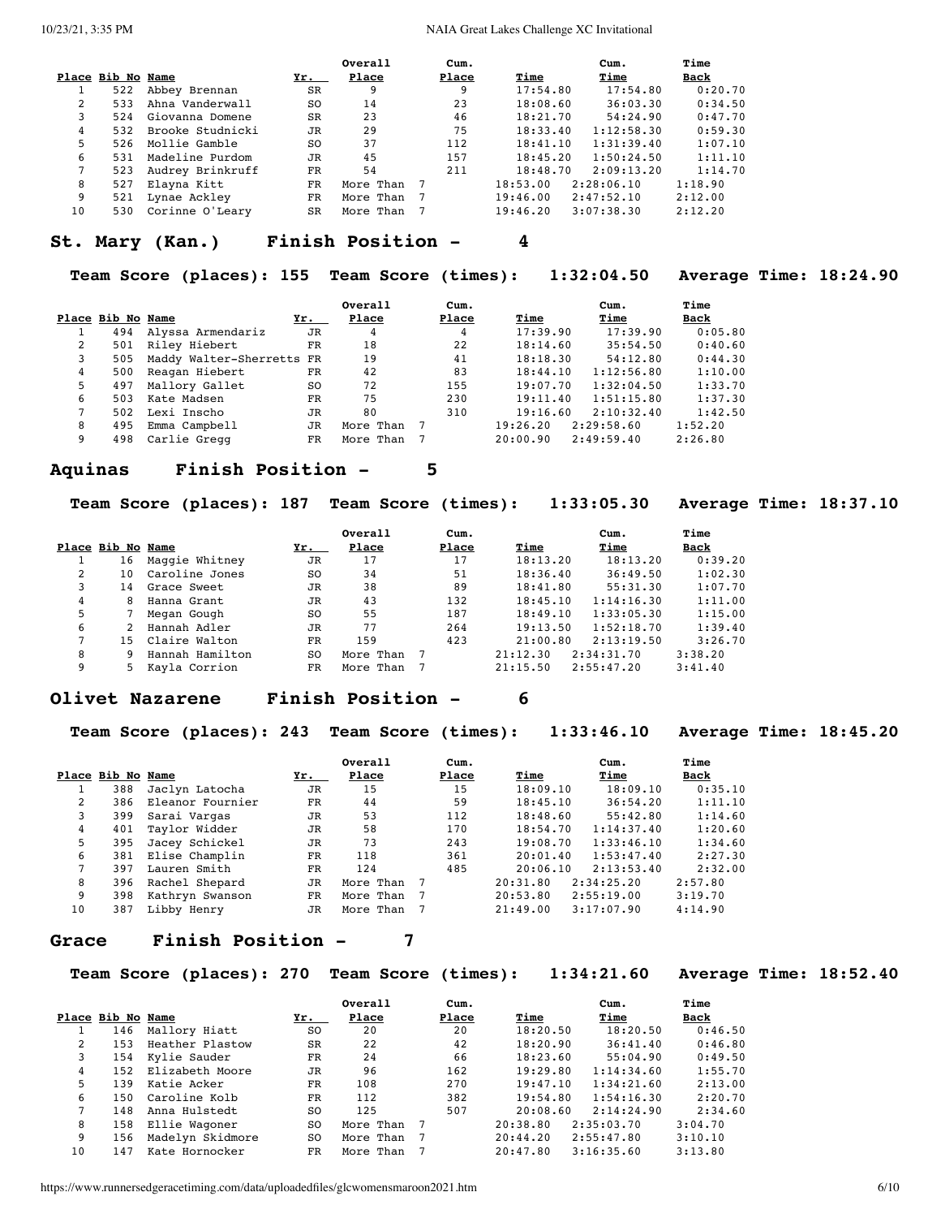| Place | Bib No | Name | Yr. | Overall Place | Cum. Place | Time | Cum. Time | Time Back |
|---|---|---|---|---|---|---|---|---|
| 1 | 522 | Abbey Brennan | SR | 9 | 9 | 17:54.80 | 17:54.80 | 0:20.70 |
| 2 | 533 | Ahna Vanderwall | SO | 14 | 23 | 18:08.60 | 36:03.30 | 0:34.50 |
| 3 | 524 | Giovanna Domene | SR | 23 | 46 | 18:21.70 | 54:24.90 | 0:47.70 |
| 4 | 532 | Brooke Studnicki | JR | 29 | 75 | 18:33.40 | 1:12:58.30 | 0:59.30 |
| 5 | 526 | Mollie Gamble | SO | 37 | 112 | 18:41.10 | 1:31:39.40 | 1:07.10 |
| 6 | 531 | Madeline Purdom | JR | 45 | 157 | 18:45.20 | 1:50:24.50 | 1:11.10 |
| 7 | 523 | Audrey Brinkruff | FR | 54 | 211 | 18:48.70 | 2:09:13.20 | 1:14.70 |
| 8 | 527 | Elayna Kitt | FR | More Than 7 | | 18:53.00 | 2:28:06.10 | 1:18.90 |
| 9 | 521 | Lynae Ackley | FR | More Than 7 | | 19:46.00 | 2:47:52.10 | 2:12.00 |
| 10 | 530 | Corinne O'Leary | SR | More Than 7 | | 19:46.20 | 3:07:38.30 | 2:12.20 |

## St. Mary (Kan.) Finish Position - 4

**Team Score (places): 155 Team Score (times): 1:32:04.50 Average Time: 18:24.90**

| Place | Bib No | Name | Yr. | Overall Place | Cum. Place | Time | Cum. Time | Time Back |
|---|---|---|---|---|---|---|---|---|
| 1 | 494 | Alyssa Armendariz | JR | 4 | 4 | 17:39.90 | 17:39.90 | 0:05.80 |
| 2 | 501 | Riley Hiebert | FR | 18 | 22 | 18:14.60 | 35:54.50 | 0:40.60 |
| 3 | 505 | Maddy Walter-Sherretts | FR | 19 | 41 | 18:18.30 | 54:12.80 | 0:44.30 |
| 4 | 500 | Reagan Hiebert | FR | 42 | 83 | 18:44.10 | 1:12:56.80 | 1:10.00 |
| 5 | 497 | Mallory Gallet | SO | 72 | 155 | 19:07.70 | 1:32:04.50 | 1:33.70 |
| 6 | 503 | Kate Madsen | FR | 75 | 230 | 19:11.40 | 1:51:15.80 | 1:37.30 |
| 7 | 502 | Lexi Inscho | JR | 80 | 310 | 19:16.60 | 2:10:32.40 | 1:42.50 |
| 8 | 495 | Emma Campbell | JR | More Than 7 | | 19:26.20 | 2:29:58.60 | 1:52.20 |
| 9 | 498 | Carlie Gregg | FR | More Than 7 | | 20:00.90 | 2:49:59.40 | 2:26.80 |

## Aquinas Finish Position - 5

**Team Score (places): 187 Team Score (times): 1:33:05.30 Average Time: 18:37.10**

| Place | Bib No | Name | Yr. | Overall Place | Cum. Place | Time | Cum. Time | Time Back |
|---|---|---|---|---|---|---|---|---|
| 1 | 16 | Maggie Whitney | JR | 17 | 17 | 18:13.20 | 18:13.20 | 0:39.20 |
| 2 | 10 | Caroline Jones | SO | 34 | 51 | 18:36.40 | 36:49.50 | 1:02.30 |
| 3 | 14 | Grace Sweet | JR | 38 | 89 | 18:41.80 | 55:31.30 | 1:07.70 |
| 4 | 8 | Hanna Grant | JR | 43 | 132 | 18:45.10 | 1:14:16.30 | 1:11.00 |
| 5 | 7 | Megan Gough | SO | 55 | 187 | 18:49.10 | 1:33:05.30 | 1:15.00 |
| 6 | 2 | Hannah Adler | JR | 77 | 264 | 19:13.50 | 1:52:18.70 | 1:39.40 |
| 7 | 15 | Claire Walton | FR | 159 | 423 | 21:00.80 | 2:13:19.50 | 3:26.70 |
| 8 | 9 | Hannah Hamilton | SO | More Than 7 | | 21:12.30 | 2:34:31.70 | 3:38.20 |
| 9 | 5 | Kayla Corrion | FR | More Than 7 | | 21:15.50 | 2:55:47.20 | 3:41.40 |

## Olivet Nazarene Finish Position - 6

**Team Score (places): 243 Team Score (times): 1:33:46.10 Average Time: 18:45.20**

| Place | Bib No | Name | Yr. | Overall Place | Cum. Place | Time | Cum. Time | Time Back |
|---|---|---|---|---|---|---|---|---|
| 1 | 388 | Jaclyn Latocha | JR | 15 | 15 | 18:09.10 | 18:09.10 | 0:35.10 |
| 2 | 386 | Eleanor Fournier | FR | 44 | 59 | 18:45.10 | 36:54.20 | 1:11.10 |
| 3 | 399 | Sarai Vargas | JR | 53 | 112 | 18:48.60 | 55:42.80 | 1:14.60 |
| 4 | 401 | Taylor Widder | JR | 58 | 170 | 18:54.70 | 1:14:37.40 | 1:20.60 |
| 5 | 395 | Jacey Schickel | JR | 73 | 243 | 19:08.70 | 1:33:46.10 | 1:34.60 |
| 6 | 381 | Elise Champlin | FR | 118 | 361 | 20:01.40 | 1:53:47.40 | 2:27.30 |
| 7 | 397 | Lauren Smith | FR | 124 | 485 | 20:06.10 | 2:13:53.40 | 2:32.00 |
| 8 | 396 | Rachel Shepard | JR | More Than 7 | | 20:31.80 | 2:34:25.20 | 2:57.80 |
| 9 | 398 | Kathryn Swanson | FR | More Than 7 | | 20:53.80 | 2:55:19.00 | 3:19.70 |
| 10 | 387 | Libby Henry | JR | More Than 7 | | 21:49.00 | 3:17:07.90 | 4:14.90 |

## Grace Finish Position - 7

**Team Score (places): 270 Team Score (times): 1:34:21.60 Average Time: 18:52.40**

| Place | Bib No | Name | Yr. | Overall Place | Cum. Place | Time | Cum. Time | Time Back |
|---|---|---|---|---|---|---|---|---|
| 1 | 146 | Mallory Hiatt | SO | 20 | 20 | 18:20.50 | 18:20.50 | 0:46.50 |
| 2 | 153 | Heather Plastow | SR | 22 | 42 | 18:20.90 | 36:41.40 | 0:46.80 |
| 3 | 154 | Kylie Sauder | FR | 24 | 66 | 18:23.60 | 55:04.90 | 0:49.50 |
| 4 | 152 | Elizabeth Moore | JR | 96 | 162 | 19:29.80 | 1:14:34.60 | 1:55.70 |
| 5 | 139 | Katie Acker | FR | 108 | 270 | 19:47.10 | 1:34:21.60 | 2:13.00 |
| 6 | 150 | Caroline Kolb | FR | 112 | 382 | 19:54.80 | 1:54:16.30 | 2:20.70 |
| 7 | 148 | Anna Hulstedt | SO | 125 | 507 | 20:08.60 | 2:14:24.90 | 2:34.60 |
| 8 | 158 | Ellie Wagoner | SO | More Than 7 | | 20:38.80 | 2:35:03.70 | 3:04.70 |
| 9 | 156 | Madelyn Skidmore | SO | More Than 7 | | 20:44.20 | 2:55:47.80 | 3:10.10 |
| 10 | 147 | Kate Hornocker | FR | More Than 7 | | 20:47.80 | 3:16:35.60 | 3:13.80 |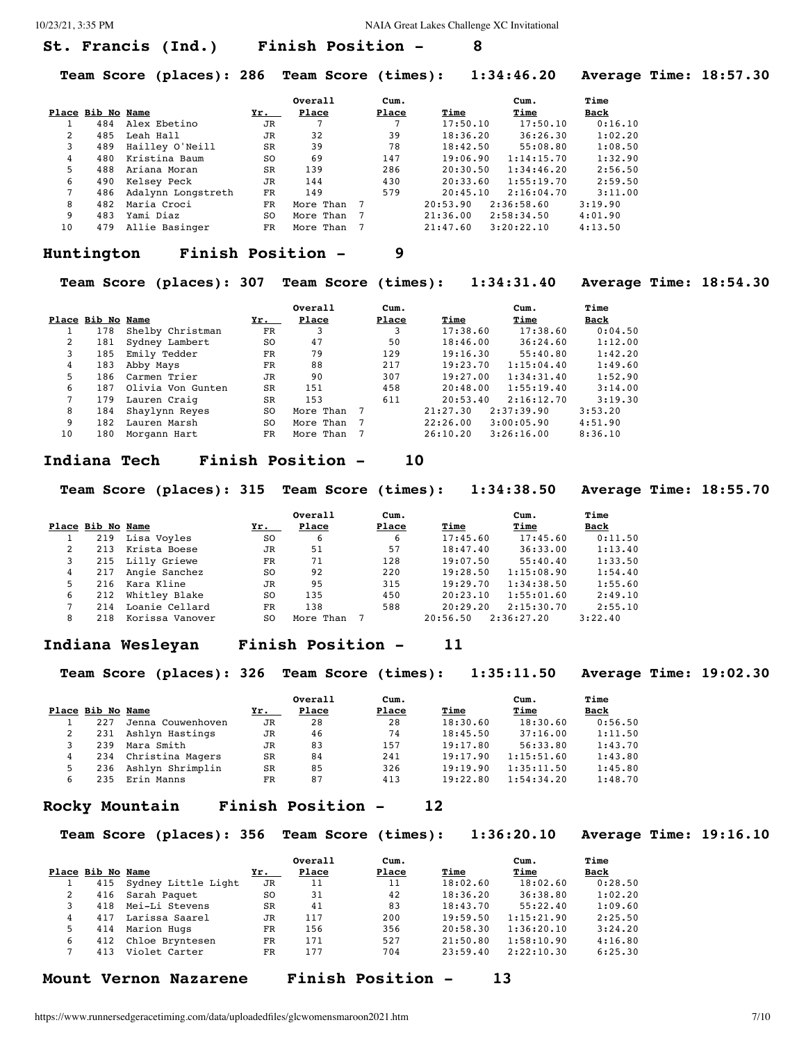## St. Francis (Ind.) Finish Position - 8

**Team Score (places): 286 Team Score (times): 1:34:46.20 Average Time: 18:57.30**

| Place | Bib No | Name | Yr. | Overall Place | Cum. Place | Time | Cum. Time | Time Back |
|---|---|---|---|---|---|---|---|---|
| 1 | 484 | Alex Ebetino | JR | 7 | 7 | 17:50.10 | 17:50.10 | 0:16.10 |
| 2 | 485 | Leah Hall | JR | 32 | 39 | 18:36.20 | 36:26.30 | 1:02.20 |
| 3 | 489 | Hailley O'Neill | SR | 39 | 78 | 18:42.50 | 55:08.80 | 1:08.50 |
| 4 | 480 | Kristina Baum | SO | 69 | 147 | 19:06.90 | 1:14:15.70 | 1:32.90 |
| 5 | 488 | Ariana Moran | SR | 139 | 286 | 20:30.50 | 1:34:46.20 | 2:56.50 |
| 6 | 490 | Kelsey Peck | JR | 144 | 430 | 20:33.60 | 1:55:19.70 | 2:59.50 |
| 7 | 486 | Adalynn Longstreth | FR | 149 | 579 | 20:45.10 | 2:16:04.70 | 3:11.00 |
| 8 | 482 | Maria Croci | FR | More Than 7 | | 20:53.90 | 2:36:58.60 | 3:19.90 |
| 9 | 483 | Yami Diaz | SO | More Than 7 | | 21:36.00 | 2:58:34.50 | 4:01.90 |
| 10 | 479 | Allie Basinger | FR | More Than 7 | | 21:47.60 | 3:20:22.10 | 4:13.50 |

## Huntington Finish Position - 9

**Team Score (places): 307 Team Score (times): 1:34:31.40 Average Time: 18:54.30**

| Place | Bib No | Name | Yr. | Overall Place | Cum. Place | Time | Cum. Time | Time Back |
|---|---|---|---|---|---|---|---|---|
| 1 | 178 | Shelby Christman | FR | 3 | 3 | 17:38.60 | 17:38.60 | 0:04.50 |
| 2 | 181 | Sydney Lambert | SO | 47 | 50 | 18:46.00 | 36:24.60 | 1:12.00 |
| 3 | 185 | Emily Tedder | FR | 79 | 129 | 19:16.30 | 55:40.80 | 1:42.20 |
| 4 | 183 | Abby Mays | FR | 88 | 217 | 19:23.70 | 1:15:04.40 | 1:49.60 |
| 5 | 186 | Carmen Trier | JR | 90 | 307 | 19:27.00 | 1:34:31.40 | 1:52.90 |
| 6 | 187 | Olivia Von Gunten | SR | 151 | 458 | 20:48.00 | 1:55:19.40 | 3:14.00 |
| 7 | 179 | Lauren Craig | SR | 153 | 611 | 20:53.40 | 2:16:12.70 | 3:19.30 |
| 8 | 184 | Shaylynn Reyes | SO | More Than 7 | | 21:27.30 | 2:37:39.90 | 3:53.20 |
| 9 | 182 | Lauren Marsh | SO | More Than 7 | | 22:26.00 | 3:00:05.90 | 4:51.90 |
| 10 | 180 | Morgann Hart | FR | More Than 7 | | 26:10.20 | 3:26:16.00 | 8:36.10 |

## Indiana Tech Finish Position - 10

**Team Score (places): 315 Team Score (times): 1:34:38.50 Average Time: 18:55.70**

| Place | Bib No | Name | Yr. | Overall Place | Cum. Place | Time | Cum. Time | Time Back |
|---|---|---|---|---|---|---|---|---|
| 1 | 219 | Lisa Voyles | SO | 6 | 6 | 17:45.60 | 17:45.60 | 0:11.50 |
| 2 | 213 | Krista Boese | JR | 51 | 57 | 18:47.40 | 36:33.00 | 1:13.40 |
| 3 | 215 | Lilly Griewe | FR | 71 | 128 | 19:07.50 | 55:40.40 | 1:33.50 |
| 4 | 217 | Angie Sanchez | SO | 92 | 220 | 19:28.50 | 1:15:08.90 | 1:54.40 |
| 5 | 216 | Kara Kline | JR | 95 | 315 | 19:29.70 | 1:34:38.50 | 1:55.60 |
| 6 | 212 | Whitley Blake | SO | 135 | 450 | 20:23.10 | 1:55:01.60 | 2:49.10 |
| 7 | 214 | Loanie Cellard | FR | 138 | 588 | 20:29.20 | 2:15:30.70 | 2:55.10 |
| 8 | 218 | Korissa Vanover | SO | More Than 7 | | 20:56.50 | 2:36:27.20 | 3:22.40 |

## Indiana Wesleyan Finish Position - 11

**Team Score (places): 326 Team Score (times): 1:35:11.50 Average Time: 19:02.30**

| Place | Bib No | Name | Yr. | Overall Place | Cum. Place | Time | Cum. Time | Time Back |
|---|---|---|---|---|---|---|---|---|
| 1 | 227 | Jenna Couwenhoven | JR | 28 | 28 | 18:30.60 | 18:30.60 | 0:56.50 |
| 2 | 231 | Ashlyn Hastings | JR | 46 | 74 | 18:45.50 | 37:16.00 | 1:11.50 |
| 3 | 239 | Mara Smith | JR | 83 | 157 | 19:17.80 | 56:33.80 | 1:43.70 |
| 4 | 234 | Christina Magers | SR | 84 | 241 | 19:17.90 | 1:15:51.60 | 1:43.80 |
| 5 | 236 | Ashlyn Shrimplin | SR | 85 | 326 | 19:19.90 | 1:35:11.50 | 1:45.80 |
| 6 | 235 | Erin Manns | FR | 87 | 413 | 19:22.80 | 1:54:34.20 | 1:48.70 |

## Rocky Mountain Finish Position - 12

**Team Score (places): 356 Team Score (times): 1:36:20.10 Average Time: 19:16.10**

| Place | Bib No | Name | Yr. | Overall Place | Cum. Place | Time | Cum. Time | Time Back |
|---|---|---|---|---|---|---|---|---|
| 1 | 415 | Sydney Little Light | JR | 11 | 11 | 18:02.60 | 18:02.60 | 0:28.50 |
| 2 | 416 | Sarah Paquet | SO | 31 | 42 | 18:36.20 | 36:38.80 | 1:02.20 |
| 3 | 418 | Mei-Li Stevens | SR | 41 | 83 | 18:43.70 | 55:22.40 | 1:09.60 |
| 4 | 417 | Larissa Saarel | JR | 117 | 200 | 19:59.50 | 1:15:21.90 | 2:25.50 |
| 5 | 414 | Marion Hugs | FR | 156 | 356 | 20:58.30 | 1:36:20.10 | 3:24.20 |
| 6 | 412 | Chloe Bryntesen | FR | 171 | 527 | 21:50.80 | 1:58:10.90 | 4:16.80 |
| 7 | 413 | Violet Carter | FR | 177 | 704 | 23:59.40 | 2:22:10.30 | 6:25.30 |

## Mount Vernon Nazarene Finish Position - 13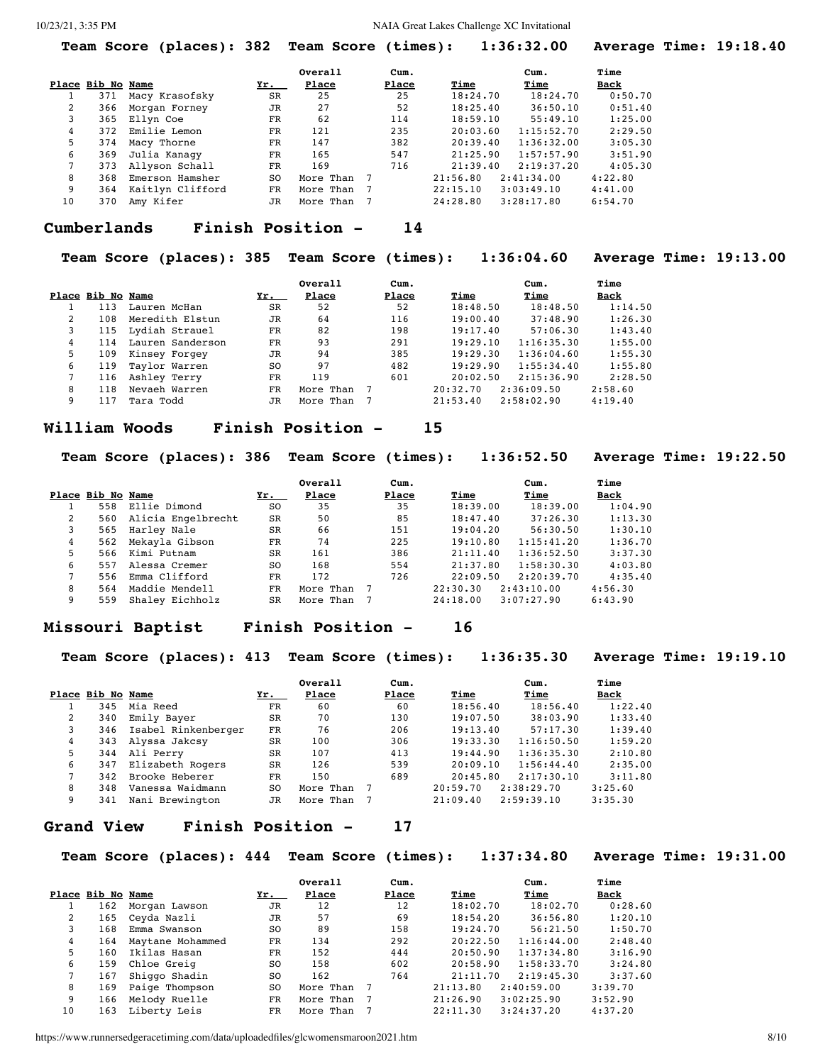**Team Score (places): 382 Team Score (times): 1:36:32.00 Average Time: 19:18.40**

| Place | Bib No | Name | Yr. | Overall Place | Cum. Place | Time | Cum. Time | Time Back |
|---|---|---|---|---|---|---|---|---|
| 1 | 371 | Macy Krasofsky | SR | 25 | 25 | 18:24.70 | 18:24.70 | 0:50.70 |
| 2 | 366 | Morgan Forney | JR | 27 | 52 | 18:25.40 | 36:50.10 | 0:51.40 |
| 3 | 365 | Ellyn Coe | FR | 62 | 114 | 18:59.10 | 55:49.10 | 1:25.00 |
| 4 | 372 | Emilie Lemon | FR | 121 | 235 | 20:03.60 | 1:15:52.70 | 2:29.50 |
| 5 | 374 | Macy Thorne | FR | 147 | 382 | 20:39.40 | 1:36:32.00 | 3:05.30 |
| 6 | 369 | Julia Kanagy | FR | 165 | 547 | 21:25.90 | 1:57:57.90 | 3:51.90 |
| 7 | 373 | Allyson Schall | FR | 169 | 716 | 21:39.40 | 2:19:37.20 | 4:05.30 |
| 8 | 368 | Emerson Hamsher | SO | More Than 7 | | 21:56.80 | 2:41:34.00 | 4:22.80 |
| 9 | 364 | Kaitlyn Clifford | FR | More Than 7 | | 22:15.10 | 3:03:49.10 | 4:41.00 |
| 10 | 370 | Amy Kifer | JR | More Than 7 | | 24:28.80 | 3:28:17.80 | 6:54.70 |

## Cumberlands Finish Position - 14

**Team Score (places): 385 Team Score (times): 1:36:04.60 Average Time: 19:13.00**

| Place | Bib No | Name | Yr. | Overall Place | Cum. Place | Time | Cum. Time | Time Back |
|---|---|---|---|---|---|---|---|---|
| 1 | 113 | Lauren McHan | SR | 52 | 52 | 18:48.50 | 18:48.50 | 1:14.50 |
| 2 | 108 | Meredith Elstun | JR | 64 | 116 | 19:00.40 | 37:48.90 | 1:26.30 |
| 3 | 115 | Lydiah Strauel | FR | 82 | 198 | 19:17.40 | 57:06.30 | 1:43.40 |
| 4 | 114 | Lauren Sanderson | FR | 93 | 291 | 19:29.10 | 1:16:35.30 | 1:55.00 |
| 5 | 109 | Kinsey Forgey | JR | 94 | 385 | 19:29.30 | 1:36:04.60 | 1:55.30 |
| 6 | 119 | Taylor Warren | SO | 97 | 482 | 19:29.90 | 1:55:34.40 | 1:55.80 |
| 7 | 116 | Ashley Terry | FR | 119 | 601 | 20:02.50 | 2:15:36.90 | 2:28.50 |
| 8 | 118 | Nevaeh Warren | FR | More Than 7 | | 20:32.70 | 2:36:09.50 | 2:58.60 |
| 9 | 117 | Tara Todd | JR | More Than 7 | | 21:53.40 | 2:58:02.90 | 4:19.40 |

## William Woods Finish Position - 15

**Team Score (places): 386 Team Score (times): 1:36:52.50 Average Time: 19:22.50**

| Place | Bib No | Name | Yr. | Overall Place | Cum. Place | Time | Cum. Time | Time Back |
|---|---|---|---|---|---|---|---|---|
| 1 | 558 | Ellie Dimond | SO | 35 | 35 | 18:39.00 | 18:39.00 | 1:04.90 |
| 2 | 560 | Alicia Engelbrecht | SR | 50 | 85 | 18:47.40 | 37:26.30 | 1:13.30 |
| 3 | 565 | Harley Nale | SR | 66 | 151 | 19:04.20 | 56:30.50 | 1:30.10 |
| 4 | 562 | Mekayla Gibson | FR | 74 | 225 | 19:10.80 | 1:15:41.20 | 1:36.70 |
| 5 | 566 | Kimi Putnam | SR | 161 | 386 | 21:11.40 | 1:36:52.50 | 3:37.30 |
| 6 | 557 | Alessa Cremer | SO | 168 | 554 | 21:37.80 | 1:58:30.30 | 4:03.80 |
| 7 | 556 | Emma Clifford | FR | 172 | 726 | 22:09.50 | 2:20:39.70 | 4:35.40 |
| 8 | 564 | Maddie Mendell | FR | More Than 7 | | 22:30.30 | 2:43:10.00 | 4:56.30 |
| 9 | 559 | Shaley Eichholz | SR | More Than 7 | | 24:18.00 | 3:07:27.90 | 6:43.90 |

## Missouri Baptist Finish Position - 16

**Team Score (places): 413 Team Score (times): 1:36:35.30 Average Time: 19:19.10**

| Place | Bib No | Name | Yr. | Overall Place | Cum. Place | Time | Cum. Time | Time Back |
|---|---|---|---|---|---|---|---|---|
| 1 | 345 | Mia Reed | FR | 60 | 60 | 18:56.40 | 18:56.40 | 1:22.40 |
| 2 | 340 | Emily Bayer | SR | 70 | 130 | 19:07.50 | 38:03.90 | 1:33.40 |
| 3 | 346 | Isabel Rinkenberger | FR | 76 | 206 | 19:13.40 | 57:17.30 | 1:39.40 |
| 4 | 343 | Alyssa Jakcsy | SR | 100 | 306 | 19:33.30 | 1:16:50.50 | 1:59.20 |
| 5 | 344 | Ali Perry | SR | 107 | 413 | 19:44.90 | 1:36:35.30 | 2:10.80 |
| 6 | 347 | Elizabeth Rogers | SR | 126 | 539 | 20:09.10 | 1:56:44.40 | 2:35.00 |
| 7 | 342 | Brooke Heberer | FR | 150 | 689 | 20:45.80 | 2:17:30.10 | 3:11.80 |
| 8 | 348 | Vanessa Waidmann | SO | More Than 7 | | 20:59.70 | 2:38:29.70 | 3:25.60 |
| 9 | 341 | Nani Brewington | JR | More Than 7 | | 21:09.40 | 2:59:39.10 | 3:35.30 |

## Grand View Finish Position - 17

**Team Score (places): 444 Team Score (times): 1:37:34.80 Average Time: 19:31.00**

| Place | Bib No | Name | Yr. | Overall Place | Cum. Place | Time | Cum. Time | Time Back |
|---|---|---|---|---|---|---|---|---|
| 1 | 162 | Morgan Lawson | JR | 12 | 12 | 18:02.70 | 18:02.70 | 0:28.60 |
| 2 | 165 | Ceyda Nazli | JR | 57 | 69 | 18:54.20 | 36:56.80 | 1:20.10 |
| 3 | 168 | Emma Swanson | SO | 89 | 158 | 19:24.70 | 56:21.50 | 1:50.70 |
| 4 | 164 | Maytane Mohammed | FR | 134 | 292 | 20:22.50 | 1:16:44.00 | 2:48.40 |
| 5 | 160 | Ikilas Hasan | FR | 152 | 444 | 20:50.90 | 1:37:34.80 | 3:16.90 |
| 6 | 159 | Chloe Greig | SO | 158 | 602 | 20:58.90 | 1:58:33.70 | 3:24.80 |
| 7 | 167 | Shiggo Shadin | SO | 162 | 764 | 21:11.70 | 2:19:45.30 | 3:37.60 |
| 8 | 169 | Paige Thompson | SO | More Than 7 | | 21:13.80 | 2:40:59.00 | 3:39.70 |
| 9 | 166 | Melody Ruelle | FR | More Than 7 | | 21:26.90 | 3:02:25.90 | 3:52.90 |
| 10 | 163 | Liberty Leis | FR | More Than 7 | | 22:11.30 | 3:24:37.20 | 4:37.20 |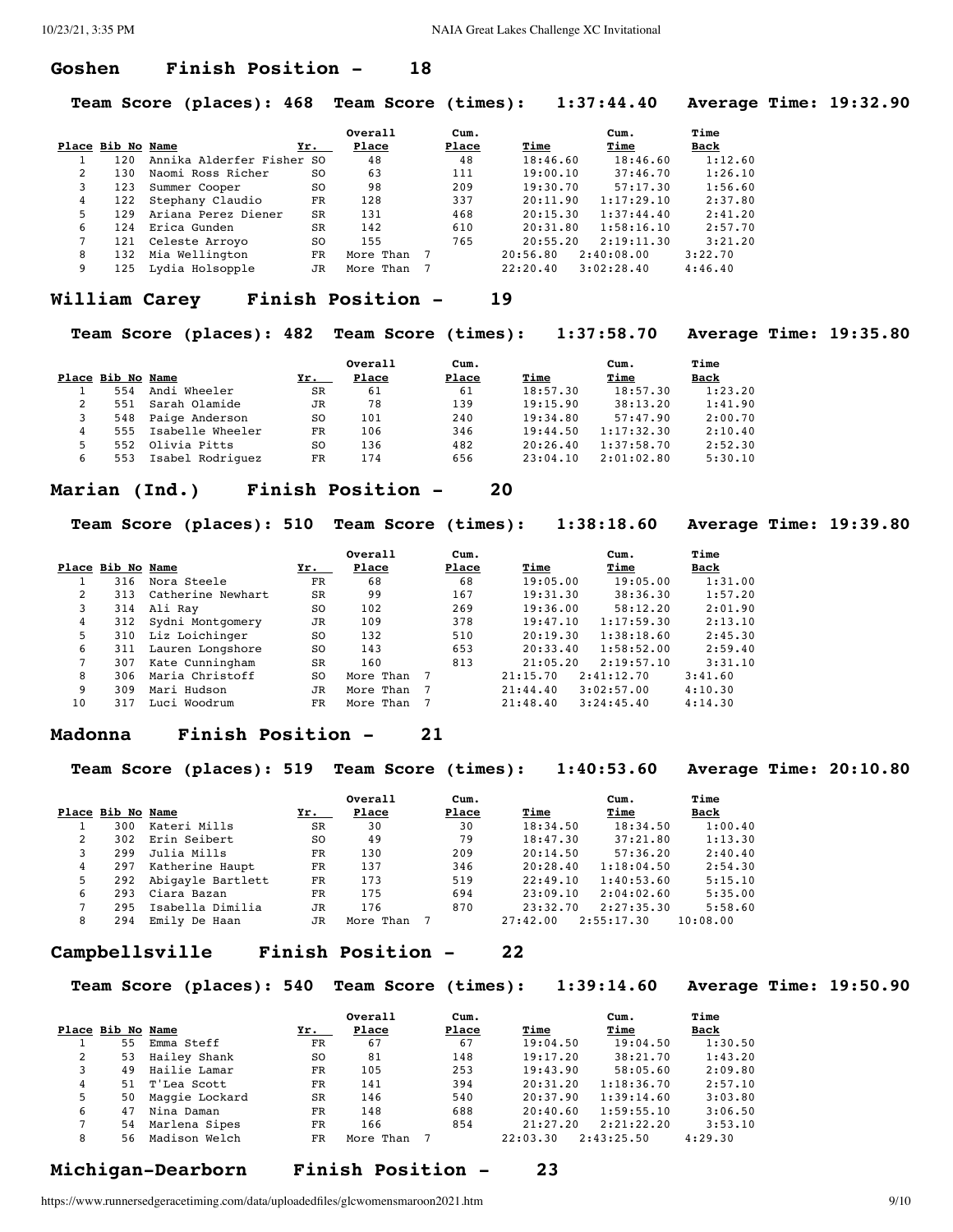## Goshen Finish Position - 18

**Team Score (places): 468 Team Score (times): 1:37:44.40 Average Time: 19:32.90**

| Place | Bib No | Name | Yr. | Overall Place | Cum. Place | Time | Cum. Time | Time Back |
|---|---|---|---|---|---|---|---|---|
| 1 | 120 | Annika Alderfer Fisher | SO | 48 | 48 | 18:46.60 | 18:46.60 | 1:12.60 |
| 2 | 130 | Naomi Ross Richer | SO | 63 | 111 | 19:00.10 | 37:46.70 | 1:26.10 |
| 3 | 123 | Summer Cooper | SO | 98 | 209 | 19:30.70 | 57:17.30 | 1:56.60 |
| 4 | 122 | Stephany Claudio | FR | 128 | 337 | 20:11.90 | 1:17:29.10 | 2:37.80 |
| 5 | 129 | Ariana Perez Diener | SR | 131 | 468 | 20:15.30 | 1:37:44.40 | 2:41.20 |
| 6 | 124 | Erica Gunden | SR | 142 | 610 | 20:31.80 | 1:58:16.10 | 2:57.70 |
| 7 | 121 | Celeste Arroyo | SO | 155 | 765 | 20:55.20 | 2:19:11.30 | 3:21.20 |
| 8 | 132 | Mia Wellington | FR | More Than 7 | | 20:56.80 | 2:40:08.00 | 3:22.70 |
| 9 | 125 | Lydia Holsopple | JR | More Than 7 | | 22:20.40 | 3:02:28.40 | 4:46.40 |

## William Carey Finish Position - 19

**Team Score (places): 482 Team Score (times): 1:37:58.70 Average Time: 19:35.80**

| Place | Bib No | Name | Yr. | Overall Place | Cum. Place | Time | Cum. Time | Time Back |
|---|---|---|---|---|---|---|---|---|
| 1 | 554 | Andi Wheeler | SR | 61 | 61 | 18:57.30 | 18:57.30 | 1:23.20 |
| 2 | 551 | Sarah Olamide | JR | 78 | 139 | 19:15.90 | 38:13.20 | 1:41.90 |
| 3 | 548 | Paige Anderson | SO | 101 | 240 | 19:34.80 | 57:47.90 | 2:00.70 |
| 4 | 555 | Isabelle Wheeler | FR | 106 | 346 | 19:44.50 | 1:17:32.30 | 2:10.40 |
| 5 | 552 | Olivia Pitts | SO | 136 | 482 | 20:26.40 | 1:37:58.70 | 2:52.30 |
| 6 | 553 | Isabel Rodriguez | FR | 174 | 656 | 23:04.10 | 2:01:02.80 | 5:30.10 |

## Marian (Ind.) Finish Position - 20

**Team Score (places): 510 Team Score (times): 1:38:18.60 Average Time: 19:39.80**

| Place | Bib No | Name | Yr. | Overall Place | Cum. Place | Time | Cum. Time | Time Back |
|---|---|---|---|---|---|---|---|---|
| 1 | 316 | Nora Steele | FR | 68 | 68 | 19:05.00 | 19:05.00 | 1:31.00 |
| 2 | 313 | Catherine Newhart | SR | 99 | 167 | 19:31.30 | 38:36.30 | 1:57.20 |
| 3 | 314 | Ali Ray | SO | 102 | 269 | 19:36.00 | 58:12.20 | 2:01.90 |
| 4 | 312 | Sydni Montgomery | JR | 109 | 378 | 19:47.10 | 1:17:59.30 | 2:13.10 |
| 5 | 310 | Liz Loichinger | SO | 132 | 510 | 20:19.30 | 1:38:18.60 | 2:45.30 |
| 6 | 311 | Lauren Longshore | SO | 143 | 653 | 20:33.40 | 1:58:52.00 | 2:59.40 |
| 7 | 307 | Kate Cunningham | SR | 160 | 813 | 21:05.20 | 2:19:57.10 | 3:31.10 |
| 8 | 306 | Maria Christoff | SO | More Than 7 | | 21:15.70 | 2:41:12.70 | 3:41.60 |
| 9 | 309 | Mari Hudson | JR | More Than 7 | | 21:44.40 | 3:02:57.00 | 4:10.30 |
| 10 | 317 | Luci Woodrum | FR | More Than 7 | | 21:48.40 | 3:24:45.40 | 4:14.30 |

## Madonna Finish Position - 21

**Team Score (places): 519 Team Score (times): 1:40:53.60 Average Time: 20:10.80**

| Place | Bib No | Name | Yr. | Overall Place | Cum. Place | Time | Cum. Time | Time Back |
|---|---|---|---|---|---|---|---|---|
| 1 | 300 | Kateri Mills | SR | 30 | 30 | 18:34.50 | 18:34.50 | 1:00.40 |
| 2 | 302 | Erin Seibert | SO | 49 | 79 | 18:47.30 | 37:21.80 | 1:13.30 |
| 3 | 299 | Julia Mills | FR | 130 | 209 | 20:14.50 | 57:36.20 | 2:40.40 |
| 4 | 297 | Katherine Haupt | FR | 137 | 346 | 20:28.40 | 1:18:04.50 | 2:54.30 |
| 5 | 292 | Abigayle Bartlett | FR | 173 | 519 | 22:49.10 | 1:40:53.60 | 5:15.10 |
| 6 | 293 | Ciara Bazan | FR | 175 | 694 | 23:09.10 | 2:04:02.60 | 5:35.00 |
| 7 | 295 | Isabella Dimilia | JR | 176 | 870 | 23:32.70 | 2:27:35.30 | 5:58.60 |
| 8 | 294 | Emily De Haan | JR | More Than 7 | | 27:42.00 | 2:55:17.30 | 10:08.00 |

## Campbellsville Finish Position - 22

**Team Score (places): 540 Team Score (times): 1:39:14.60 Average Time: 19:50.90**

| Place | Bib No | Name | Yr. | Overall Place | Cum. Place | Time | Cum. Time | Time Back |
|---|---|---|---|---|---|---|---|---|
| 1 | 55 | Emma Steff | FR | 67 | 67 | 19:04.50 | 19:04.50 | 1:30.50 |
| 2 | 53 | Hailey Shank | SO | 81 | 148 | 19:17.20 | 38:21.70 | 1:43.20 |
| 3 | 49 | Hailie Lamar | FR | 105 | 253 | 19:43.90 | 58:05.60 | 2:09.80 |
| 4 | 51 | T'Lea Scott | FR | 141 | 394 | 20:31.20 | 1:18:36.70 | 2:57.10 |
| 5 | 50 | Maggie Lockard | SR | 146 | 540 | 20:37.90 | 1:39:14.60 | 3:03.80 |
| 6 | 47 | Nina Daman | FR | 148 | 688 | 20:40.60 | 1:59:55.10 | 3:06.50 |
| 7 | 54 | Marlena Sipes | FR | 166 | 854 | 21:27.20 | 2:21:22.20 | 3:53.10 |
| 8 | 56 | Madison Welch | FR | More Than 7 | | 22:03.30 | 2:43:25.50 | 4:29.30 |

## Michigan-Dearborn Finish Position - 23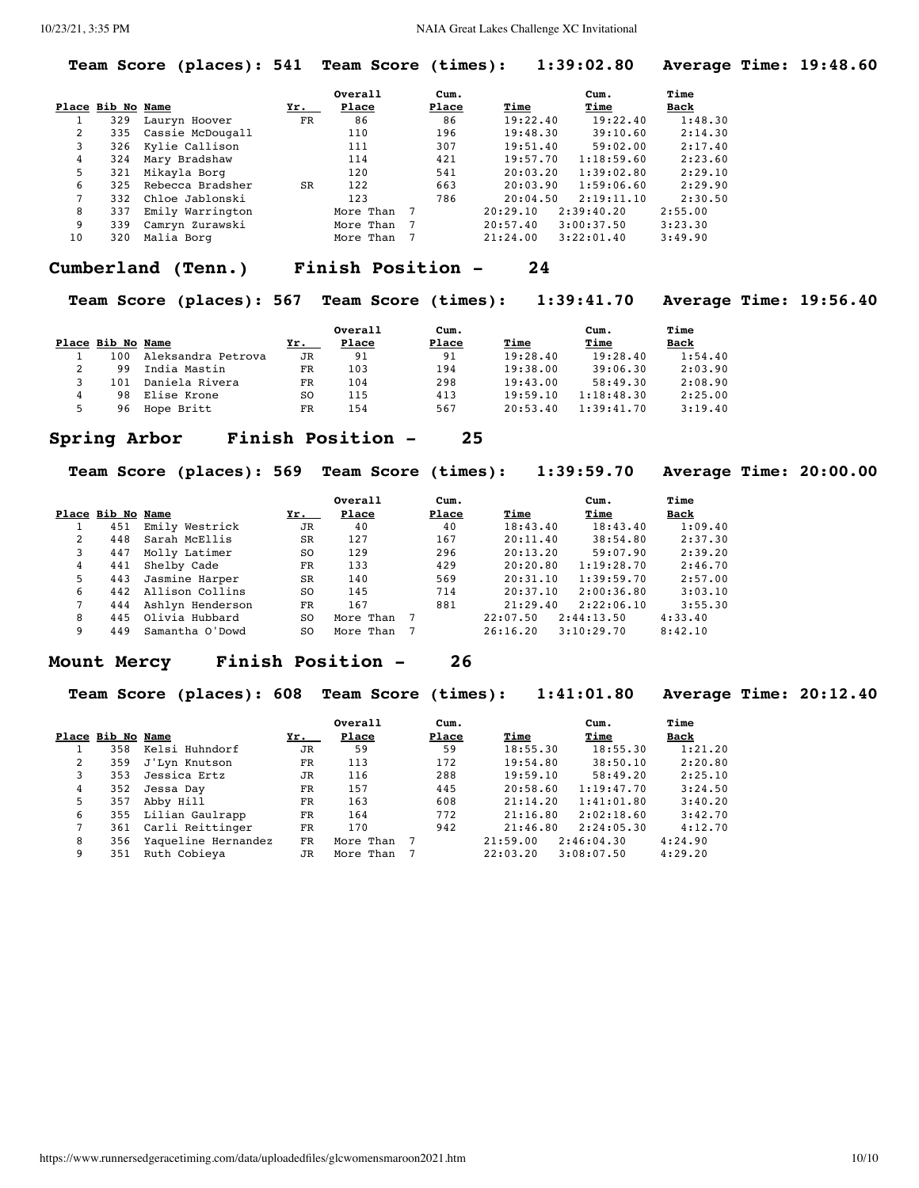**Team Score (places): 541 Team Score (times): 1:39:02.80 Average Time: 19:48.60**

| Place | Bib No | Name | Yr. | Overall Place | Cum. Place | Time | Cum. Time | Time Back |
|---|---|---|---|---|---|---|---|---|
| 1 | 329 | Lauryn Hoover | FR | 86 | 86 | 19:22.40 | 19:22.40 | 1:48.30 |
| 2 | 335 | Cassie McDougall | | 110 | 196 | 19:48.30 | 39:10.60 | 2:14.30 |
| 3 | 326 | Kylie Callison | | 111 | 307 | 19:51.40 | 59:02.00 | 2:17.40 |
| 4 | 324 | Mary Bradshaw | | 114 | 421 | 19:57.70 | 1:18:59.60 | 2:23.60 |
| 5 | 321 | Mikayla Borg | | 120 | 541 | 20:03.20 | 1:39:02.80 | 2:29.10 |
| 6 | 325 | Rebecca Bradsher | SR | 122 | 663 | 20:03.90 | 1:59:06.60 | 2:29.90 |
| 7 | 332 | Chloe Jablonski | | 123 | 786 | 20:04.50 | 2:19:11.10 | 2:30.50 |
| 8 | 337 | Emily Warrington | | More Than 7 | | 20:29.10 | 2:39:40.20 | 2:55.00 |
| 9 | 339 | Camryn Zurawski | | More Than 7 | | 20:57.40 | 3:00:37.50 | 3:23.30 |
| 10 | 320 | Malia Borg | | More Than 7 | | 21:24.00 | 3:22:01.40 | 3:49.90 |

## Cumberland (Tenn.) Finish Position - 24

**Team Score (places): 567 Team Score (times): 1:39:41.70 Average Time: 19:56.40**

| Place | Bib No | Name | Yr. | Overall Place | Cum. Place | Time | Cum. Time | Time Back |
|---|---|---|---|---|---|---|---|---|
| 1 | 100 | Aleksandra Petrova | JR | 91 | 91 | 19:28.40 | 19:28.40 | 1:54.40 |
| 2 | 99 | India Mastin | FR | 103 | 194 | 19:38.00 | 39:06.30 | 2:03.90 |
| 3 | 101 | Daniela Rivera | FR | 104 | 298 | 19:43.00 | 58:49.30 | 2:08.90 |
| 4 | 98 | Elise Krone | SO | 115 | 413 | 19:59.10 | 1:18:48.30 | 2:25.00 |
| 5 | 96 | Hope Britt | FR | 154 | 567 | 20:53.40 | 1:39:41.70 | 3:19.40 |

## Spring Arbor Finish Position - 25

**Team Score (places): 569 Team Score (times): 1:39:59.70 Average Time: 20:00.00**

| Place | Bib No | Name | Yr. | Overall Place | Cum. Place | Time | Cum. Time | Time Back |
|---|---|---|---|---|---|---|---|---|
| 1 | 451 | Emily Westrick | JR | 40 | 40 | 18:43.40 | 18:43.40 | 1:09.40 |
| 2 | 448 | Sarah McEllis | SR | 127 | 167 | 20:11.40 | 38:54.80 | 2:37.30 |
| 3 | 447 | Molly Latimer | SO | 129 | 296 | 20:13.20 | 59:07.90 | 2:39.20 |
| 4 | 441 | Shelby Cade | FR | 133 | 429 | 20:20.80 | 1:19:28.70 | 2:46.70 |
| 5 | 443 | Jasmine Harper | SR | 140 | 569 | 20:31.10 | 1:39:59.70 | 2:57.00 |
| 6 | 442 | Allison Collins | SO | 145 | 714 | 20:37.10 | 2:00:36.80 | 3:03.10 |
| 7 | 444 | Ashlyn Henderson | FR | 167 | 881 | 21:29.40 | 2:22:06.10 | 3:55.30 |
| 8 | 445 | Olivia Hubbard | SO | More Than 7 | | 22:07.50 | 2:44:13.50 | 4:33.40 |
| 9 | 449 | Samantha O'Dowd | SO | More Than 7 | | 26:16.20 | 3:10:29.70 | 8:42.10 |

## Mount Mercy Finish Position - 26

**Team Score (places): 608 Team Score (times): 1:41:01.80 Average Time: 20:12.40**

| Place | Bib No | Name | Yr. | Overall Place | Cum. Place | Time | Cum. Time | Time Back |
|---|---|---|---|---|---|---|---|---|
| 1 | 358 | Kelsi Huhndorf | JR | 59 | 59 | 18:55.30 | 18:55.30 | 1:21.20 |
| 2 | 359 | J'Lyn Knutson | FR | 113 | 172 | 19:54.80 | 38:50.10 | 2:20.80 |
| 3 | 353 | Jessica Ertz | JR | 116 | 288 | 19:59.10 | 58:49.20 | 2:25.10 |
| 4 | 352 | Jessa Day | FR | 157 | 445 | 20:58.60 | 1:19:47.70 | 3:24.50 |
| 5 | 357 | Abby Hill | FR | 163 | 608 | 21:14.20 | 1:41:01.80 | 3:40.20 |
| 6 | 355 | Lilian Gaulrapp | FR | 164 | 772 | 21:16.80 | 2:02:18.60 | 3:42.70 |
| 7 | 361 | Carli Reittinger | FR | 170 | 942 | 21:46.80 | 2:24:05.30 | 4:12.70 |
| 8 | 356 | Yaqueline Hernandez | FR | More Than 7 | | 21:59.00 | 2:46:04.30 | 4:24.90 |
| 9 | 351 | Ruth Cobieya | JR | More Than 7 | | 22:03.20 | 3:08:07.50 | 4:29.20 |